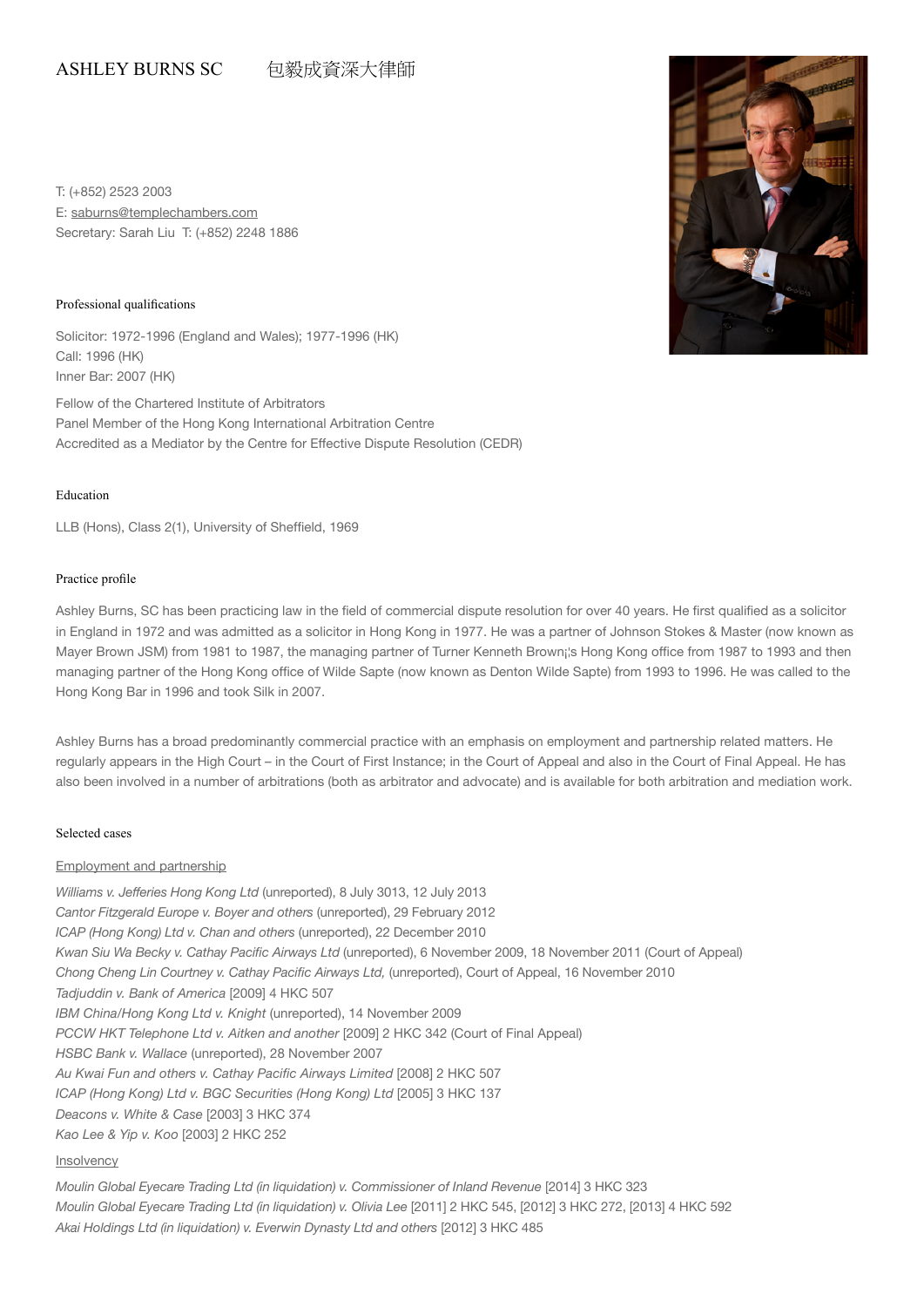# ASHLEY BURNS SC 包毅成資深大律師

T: (+852) 2523 2003
E: saburns@templechambers.com
Secretary: Sarah Liu T: (+852) 2248 1886

## Professional qualifications

Solicitor: 1972-1996 (England and Wales); 1977-1996 (HK)
Call: 1996 (HK)
Inner Bar: 2007 (HK)

Fellow of the Chartered Institute of Arbitrators
Panel Member of the Hong Kong International Arbitration Centre
Accredited as a Mediator by the Centre for Effective Dispute Resolution (CEDR)

## Education

LLB (Hons), Class 2(1), University of Sheffield, 1969

## Practice profile

Ashley Burns, SC has been practicing law in the field of commercial dispute resolution for over 40 years. He first qualified as a solicitor in England in 1972 and was admitted as a solicitor in Hong Kong in 1977. He was a partner of Johnson Stokes & Master (now known as Mayer Brown JSM) from 1981 to 1987, the managing partner of Turner Kenneth Brown¡¦s Hong Kong office from 1987 to 1993 and then managing partner of the Hong Kong office of Wilde Sapte (now known as Denton Wilde Sapte) from 1993 to 1996. He was called to the Hong Kong Bar in 1996 and took Silk in 2007.

Ashley Burns has a broad predominantly commercial practice with an emphasis on employment and partnership related matters. He regularly appears in the High Court – in the Court of First Instance; in the Court of Appeal and also in the Court of Final Appeal. He has also been involved in a number of arbitrations (both as arbitrator and advocate) and is available for both arbitration and mediation work.

## Selected cases

### Employment and partnership

*Williams v. Jefferies Hong Kong Ltd* (unreported), 8 July 3013, 12 July 2013
*Cantor Fitzgerald Europe v. Boyer and others* (unreported), 29 February 2012
*ICAP (Hong Kong) Ltd v. Chan and others* (unreported), 22 December 2010
*Kwan Siu Wa Becky v. Cathay Pacific Airways Ltd* (unreported), 6 November 2009, 18 November 2011 (Court of Appeal)
*Chong Cheng Lin Courtney v. Cathay Pacific Airways Ltd,* (unreported), Court of Appeal, 16 November 2010
*Tadjuddin v. Bank of America* [2009] 4 HKC 507
*IBM China/Hong Kong Ltd v. Knight* (unreported), 14 November 2009
*PCCW HKT Telephone Ltd v. Aitken and another* [2009] 2 HKC 342 (Court of Final Appeal)
*HSBC Bank v. Wallace* (unreported), 28 November 2007
*Au Kwai Fun and others v. Cathay Pacific Airways Limited* [2008] 2 HKC 507
*ICAP (Hong Kong) Ltd v. BGC Securities (Hong Kong) Ltd* [2005] 3 HKC 137
*Deacons v. White & Case* [2003] 3 HKC 374
*Kao Lee & Yip v. Koo* [2003] 2 HKC 252

### Insolvency

*Moulin Global Eyecare Trading Ltd (in liquidation) v. Commissioner of Inland Revenue* [2014] 3 HKC 323
*Moulin Global Eyecare Trading Ltd (in liquidation) v. Olivia Lee* [2011] 2 HKC 545, [2012] 3 HKC 272, [2013] 4 HKC 592
*Akai Holdings Ltd (in liquidation) v. Everwin Dynasty Ltd and others* [2012] 3 HKC 485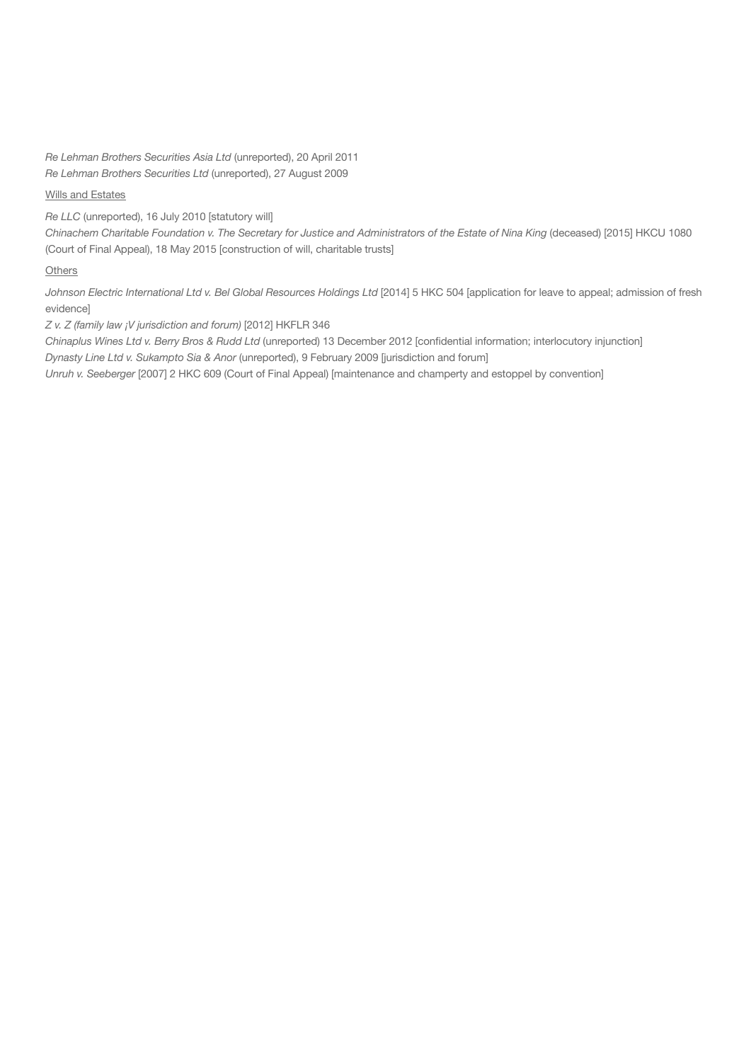*Re Lehman Brothers Securities Asia Ltd* (unreported), 20 April 2011
*Re Lehman Brothers Securities Ltd* (unreported), 27 August 2009

Wills and Estates

*Re LLC* (unreported), 16 July 2010 [statutory will]
*Chinachem Charitable Foundation v. The Secretary for Justice and Administrators of the Estate of Nina King* (deceased) [2015] HKCU 1080 (Court of Final Appeal), 18 May 2015 [construction of will, charitable trusts]

Others

*Johnson Electric International Ltd v. Bel Global Resources Holdings Ltd* [2014] 5 HKC 504 [application for leave to appeal; admission of fresh evidence]
*Z v. Z (family law ¡V jurisdiction and forum)* [2012] HKFLR 346
*Chinaplus Wines Ltd v. Berry Bros & Rudd Ltd* (unreported) 13 December 2012 [confidential information; interlocutory injunction]
*Dynasty Line Ltd v. Sukampto Sia & Anor* (unreported), 9 February 2009 [jurisdiction and forum]
*Unruh v. Seeberger* [2007] 2 HKC 609 (Court of Final Appeal) [maintenance and champerty and estoppel by convention]